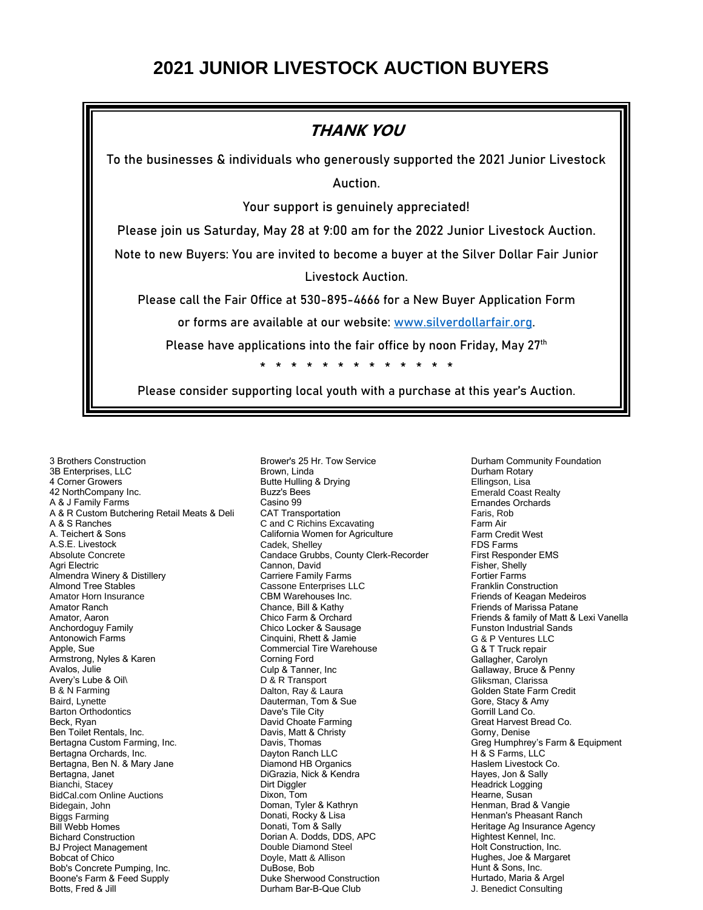# 2021 JUNIOR LIVESTOCK AUCTION BUYERS

## *THANK YOU*

To the businesses & individuals who generously supported the 2021 Junior Livestock Auction.

Your support is genuinely appreciated!

Please join us Saturday, May 28 at 9:00 am for the 2022 Junior Livestock Auction.

Note to new Buyers: You are invited to become a buyer at the Silver Dollar Fair Junior Livestock Auction.

Please call the Fair Office at 530-895-4666 for a New Buyer Application Form

or forms are available at our website: [www.silverdollarfair.org](http://www.silverdollarfair.org).

Please have applications into the fair office by noon Friday, May 27th

\* \* \* \* \* \* \* \* \* \* \* \* \* 

Please consider supporting local youth with a purchase at this year's Auction.

3 Brothers Construction
3B Enterprises, LLC
4 Corner Growers
42 NorthCompany Inc.
A & J Family Farms
A & R Custom Butchering Retail Meats & Deli
A & S Ranches
A. Teichert & Sons
A.S.E. Livestock
Absolute Concrete
Agri Electric
Almendra Winery & Distillery
Almond Tree Stables
Amator Horn Insurance
Amator Ranch
Amator, Aaron
Anchordoguy Family
Antonowich Farms
Apple, Sue
Armstrong, Nyles & Karen
Avalos, Julie
Avery's Lube & Oil\
B & N Farming
Baird, Lynette
Barton Orthodontics
Beck, Ryan
Ben Toilet Rentals, Inc.
Bertagna Custom Farming, Inc.
Bertagna Orchards, Inc.
Bertagna, Ben N. & Mary Jane
Bertagna, Janet
Bianchi, Stacey
BidCal.com Online Auctions
Bidegain, John
Biggs Farming
Bill Webb Homes
Bichard Construction
BJ Project Management
Bobcat of Chico
Bob's Concrete Pumping, Inc.
Boone's Farm & Feed Supply
Botts, Fred & Jill
Brower's 25 Hr. Tow Service
Brown, Linda
Butte Hulling & Drying
Buzz's Bees
Casino 99
CAT Transportation
C and C Richins Excavating
California Women for Agriculture
Cadek, Shelley
Candace Grubbs, County Clerk-Recorder
Cannon, David
Carriere Family Farms
Cassone Enterprises LLC
CBM Warehouses Inc.
Chance, Bill & Kathy
Chico Farm & Orchard
Chico Locker & Sausage
Cinquini, Rhett & Jamie
Commercial Tire Warehouse
Corning Ford
Culp & Tanner, Inc
D & R Transport
Dalton, Ray & Laura
Dauterman, Tom & Sue
Dave's Tile City
David Choate Farming
Davis, Matt & Christy
Davis, Thomas
Dayton Ranch LLC
Diamond HB Organics
DiGrazia, Nick & Kendra
Dirt Diggler
Dixon, Tom
Doman, Tyler & Kathryn
Donati, Rocky & Lisa
Donati, Tom & Sally
Dorian A. Dodds, DDS, APC
Double Diamond Steel
Doyle, Matt & Allison
DuBose, Bob
Duke Sherwood Construction
Durham Bar-B-Que Club
Durham Community Foundation
Durham Rotary
Ellingson, Lisa
Emerald Coast Realty
Ernandes Orchards
Faris, Rob
Farm Air
Farm Credit West
FDS Farms
First Responder EMS
Fisher, Shelly
Fortier Farms
Franklin Construction
Friends of Keagan Medeiros
Friends of Marissa Patane
Friends & family of Matt & Lexi Vanella
Funston Industrial Sands
G & P Ventures LLC
G & T Truck repair
Gallagher, Carolyn
Gallaway, Bruce & Penny
Gliksman, Clarissa
Golden State Farm Credit
Gore, Stacy & Amy
Gorrill Land Co.
Great Harvest Bread Co.
Gorny, Denise
Greg Humphrey's Farm & Equipment
H & S Farms, LLC
Haslem Livestock Co.
Hayes, Jon & Sally
Headrick Logging
Hearne, Susan
Henman, Brad & Vangie
Henman's Pheasant Ranch
Heritage Ag Insurance Agency
Hightest Kennel, Inc.
Holt Construction, Inc.
Hughes, Joe & Margaret
Hunt & Sons, Inc.
Hurtado, Maria & Argel
J. Benedict Consulting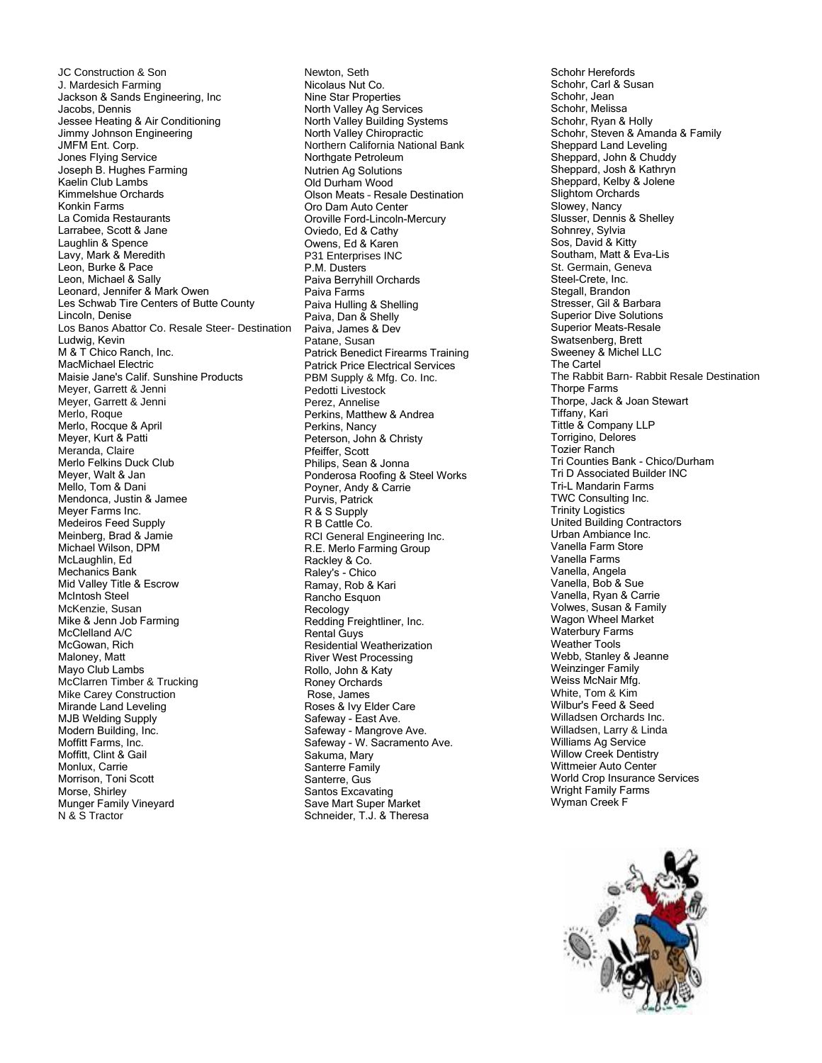JC Construction & Son
J. Mardesich Farming
Jackson & Sands Engineering, Inc
Jacobs, Dennis
Jessee Heating & Air Conditioning
Jimmy Johnson Engineering
JMFM Ent. Corp.
Jones Flying Service
Joseph B. Hughes Farming
Kaelin Club Lambs
Kimmelshue Orchards
Konkin Farms
La Comida Restaurants
Larrabee, Scott & Jane
Laughlin & Spence
Lavy, Mark & Meredith
Leon, Burke & Pace
Leon, Michael & Sally
Leonard, Jennifer & Mark Owen
Les Schwab Tire Centers of Butte County
Lincoln, Denise
Los Banos Abattor Co. Resale Steer- Destination
Ludwig, Kevin
M & T Chico Ranch, Inc.
MacMichael Electric
Maisie Jane's Calif. Sunshine Products
Meyer, Garrett & Jenni
Meyer, Garrett & Jenni
Merlo, Roque
Merlo, Rocque & April
Meyer, Kurt & Patti
Meranda, Claire
Merlo Felkins Duck Club
Meyer, Walt & Jan
Mello, Tom & Dani
Mendonca, Justin & Jamee
Meyer Farms Inc.
Medeiros Feed Supply
Meinberg, Brad & Jamie
Michael Wilson, DPM
McLaughlin, Ed
Mechanics Bank
Mid Valley Title & Escrow
McIntosh Steel
McKenzie, Susan
Mike & Jenn Job Farming
McClelland A/C
McGowan, Rich
Maloney, Matt
Mayo Club Lambs
McClarren Timber & Trucking
Mike Carey Construction
Mirande Land Leveling
MJB Welding Supply
Modern Building, Inc.
Moffitt Farms, Inc.
Moffitt, Clint & Gail
Monlux, Carrie
Morrison, Toni Scott
Morse, Shirley
Munger Family Vineyard
N & S Tractor
Newton, Seth
Nicolaus Nut Co.
Nine Star Properties
North Valley Ag Services
North Valley Building Systems
North Valley Chiropractic
Northern California National Bank
Northgate Petroleum
Nutrien Ag Solutions
Old Durham Wood
Olson Meats – Resale Destination
Oro Dam Auto Center
Oroville Ford-Lincoln-Mercury
Oviedo, Ed & Cathy
Owens, Ed & Karen
P31 Enterprises INC
P.M. Dusters
Paiva Berryhill Orchards
Paiva Farms
Paiva Hulling & Shelling
Paiva, Dan & Shelly
Paiva, James & Dev
Patane, Susan
Patrick Benedict Firearms Training
Patrick Price Electrical Services
PBM Supply & Mfg. Co. Inc.
Pedotti Livestock
Perez, Annelise
Perkins, Matthew & Andrea
Perkins, Nancy
Peterson, John & Christy
Pfeiffer, Scott
Philips, Sean & Jonna
Ponderosa Roofing & Steel Works
Poyner, Andy & Carrie
Purvis, Patrick
R & S Supply
R B Cattle Co.
RCI General Engineering Inc.
R.E. Merlo Farming Group
Rackley & Co.
Raley's - Chico
Ramay, Rob & Kari
Rancho Esquon
Recology
Redding Freightliner, Inc.
Rental Guys
Residential Weatherization
River West Processing
Rollo, John & Katy
Roney Orchards
Rose, James
Roses & Ivy Elder Care
Safeway - East Ave.
Safeway - Mangrove Ave.
Safeway - W. Sacramento Ave.
Sakuma, Mary
Santerre Family
Santerre, Gus
Santos Excavating
Save Mart Super Market
Schneider, T.J. & Theresa
Schohr Herefords
Schohr, Carl & Susan
Schohr, Jean
Schohr, Melissa
Schohr, Ryan & Holly
Schohr, Steven & Amanda & Family
Sheppard Land Leveling
Sheppard, John & Chuddy
Sheppard, Josh & Kathryn
Sheppard, Kelby & Jolene
Slightom Orchards
Slowey, Nancy
Slusser, Dennis & Shelley
Sohnrey, Sylvia
Sos, David & Kitty
Southam, Matt & Eva-Lis
St. Germain, Geneva
Steel-Crete, Inc.
Stegall, Brandon
Stresser, Gil & Barbara
Superior Dive Solutions
Superior Meats-Resale
Swatsenberg, Brett
Sweeney & Michel LLC
The Cartel
The Rabbit Barn- Rabbit Resale Destination
Thorpe Farms
Thorpe, Jack & Joan Stewart
Tiffany, Kari
Tittle & Company LLP
Torrigino, Delores
Tozier Ranch
Tri Counties Bank - Chico/Durham
Tri D Associated Builder INC
Tri-L Mandarin Farms
TWC Consulting Inc.
Trinity Logistics
United Building Contractors
Urban Ambiance Inc.
Vanella Farm Store
Vanella Farms
Vanella, Angela
Vanella, Bob & Sue
Vanella, Ryan & Carrie
Volwes, Susan & Family
Wagon Wheel Market
Waterbury Farms
Weather Tools
Webb, Stanley & Jeanne
Weinzinger Family
Weiss McNair Mfg.
White, Tom & Kim
Wilbur's Feed & Seed
Willadsen Orchards Inc.
Willadsen, Larry & Linda
Williams Ag Service
Willow Creek Dentistry
Wittmeier Auto Center
World Crop Insurance Services
Wright Family Farms
Wyman Creek F